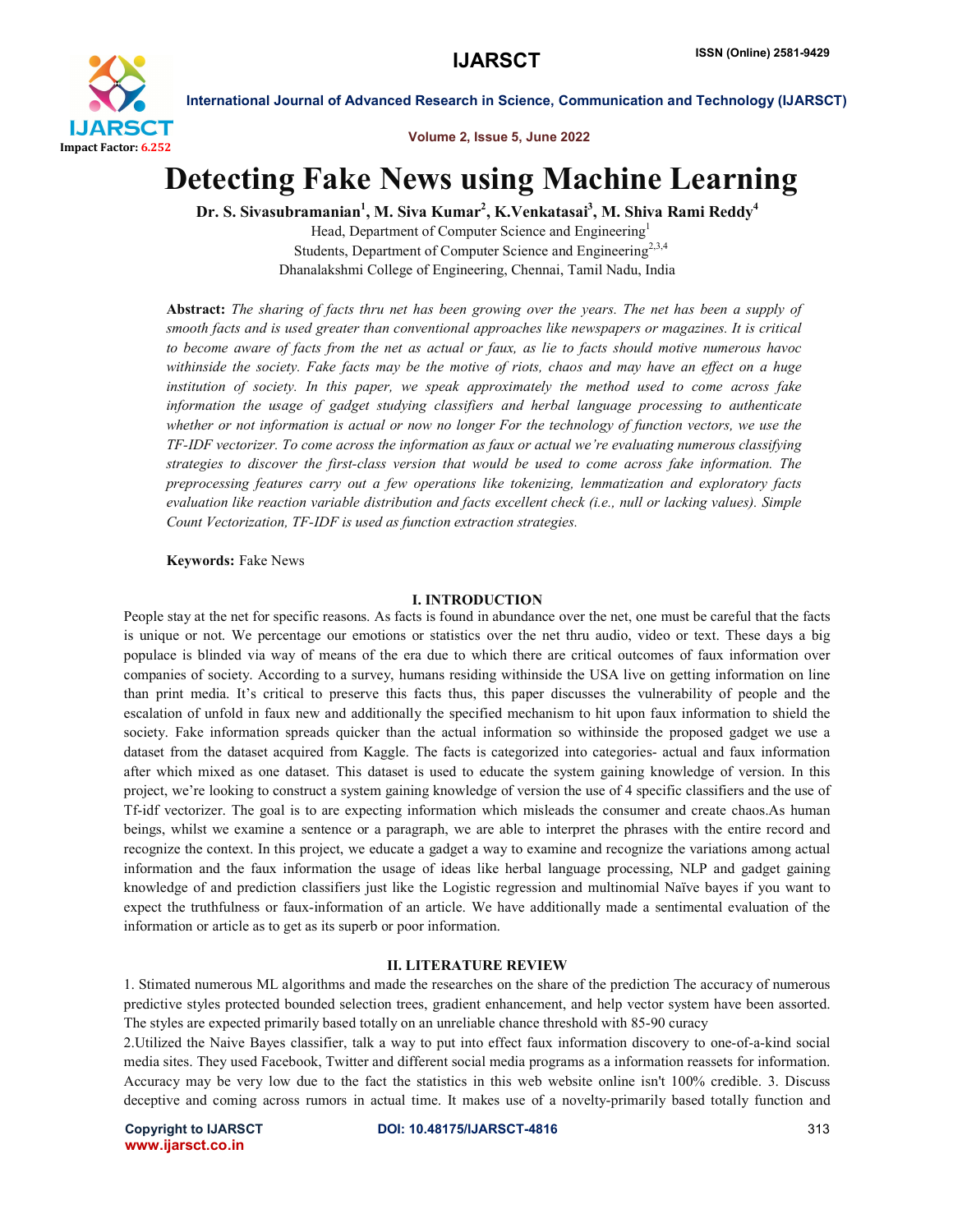# Detecting Fake News using Machine Learning

**Dr. S. Sivasubramanian[1], M. Siva Kumar[2], K.Venkatasai[3], M. Shiva Rami Reddy[4]**

Head, Department of Computer Science and Engineering[1]

Students, Department of Computer Science and Engineering[2,3,4]

Dhanalakshmi College of Engineering, Chennai, Tamil Nadu, India

**Abstract:** *The sharing of facts thru net has been growing over the years. The net has been a supply of smooth facts and is used greater than conventional approaches like newspapers or magazines. It is critical to become aware of facts from the net as actual or faux, as lie to facts should motive numerous havoc withinside the society. Fake facts may be the motive of riots, chaos and may have an effect on a huge institution of society. In this paper, we speak approximately the method used to come across fake information the usage of gadget studying classifiers and herbal language processing to authenticate whether or not information is actual or now no longer For the technology of function vectors, we use the TF-IDF vectorizer. To come across the information as faux or actual we're evaluating numerous classifying strategies to discover the first-class version that would be used to come across fake information. The preprocessing features carry out a few operations like tokenizing, lemmatization and exploratory facts evaluation like reaction variable distribution and facts excellent check (i.e., null or lacking values). Simple Count Vectorization, TF-IDF is used as function extraction strategies.*

**Keywords:** Fake News

## I. INTRODUCTION

People stay at the net for specific reasons. As facts is found in abundance over the net, one must be careful that the facts is unique or not. We percentage our emotions or statistics over the net thru audio, video or text. These days a big populace is blinded via way of means of the era due to which there are critical outcomes of faux information over companies of society. According to a survey, humans residing withinside the USA live on getting information on line than print media. It's critical to preserve this facts thus, this paper discusses the vulnerability of people and the escalation of unfold in faux new and additionally the specified mechanism to hit upon faux information to shield the society. Fake information spreads quicker than the actual information so withinside the proposed gadget we use a dataset from the dataset acquired from Kaggle. The facts is categorized into categories- actual and faux information after which mixed as one dataset. This dataset is used to educate the system gaining knowledge of version. In this project, we're looking to construct a system gaining knowledge of version the use of 4 specific classifiers and the use of Tf-idf vectorizer. The goal is to are expecting information which misleads the consumer and create chaos.As human beings, whilst we examine a sentence or a paragraph, we are able to interpret the phrases with the entire record and recognize the context. In this project, we educate a gadget a way to examine and recognize the variations among actual information and the faux information the usage of ideas like herbal language processing, NLP and gadget gaining knowledge of and prediction classifiers just like the Logistic regression and multinomial Naïve bayes if you want to expect the truthfulness or faux-information of an article. We have additionally made a sentimental evaluation of the information or article as to get as its superb or poor information.

## II. LITERATURE REVIEW

1. Stimated numerous ML algorithms and made the researches on the share of the prediction The accuracy of numerous predictive styles protected bounded selection trees, gradient enhancement, and help vector system have been assorted. The styles are expected primarily based totally on an unreliable chance threshold with 85-90 curacy

2.Utilized the Naive Bayes classifier, talk a way to put into effect faux information discovery to one-of-a-kind social media sites. They used Facebook, Twitter and different social media programs as a information reassets for information. Accuracy may be very low due to the fact the statistics in this web website online isn't 100% credible. 3. Discuss deceptive and coming across rumors in actual time. It makes use of a novelty-primarily based totally function and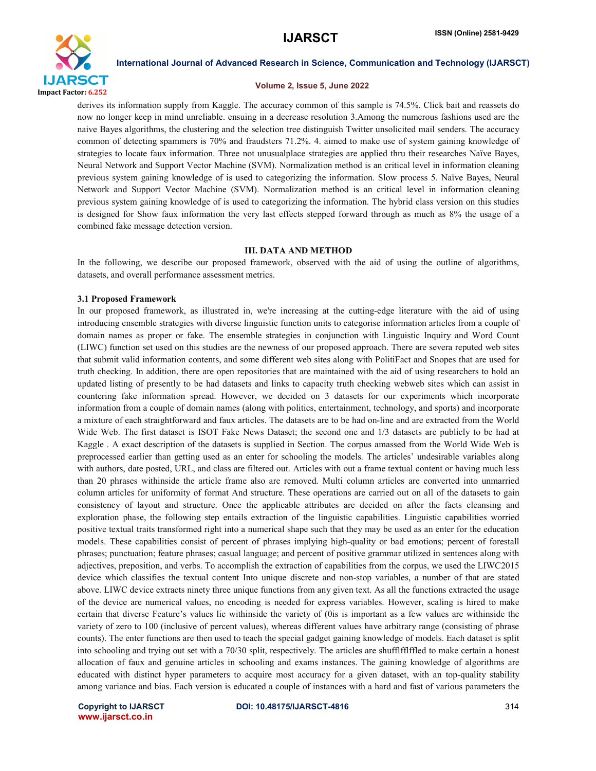derives its information supply from Kaggle. The accuracy common of this sample is 74.5%. Click bait and reassets do now no longer keep in mind unreliable. ensuing in a decrease resolution 3.Among the numerous fashions used are the naive Bayes algorithms, the clustering and the selection tree distinguish Twitter unsolicited mail senders. The accuracy common of detecting spammers is 70% and fraudsters 71.2%. 4. aimed to make use of system gaining knowledge of strategies to locate faux information. Three not unusualplace strategies are applied thru their researches Naïve Bayes, Neural Network and Support Vector Machine (SVM). Normalization method is an critical level in information cleaning previous system gaining knowledge of is used to categorizing the information. Slow process 5. Naïve Bayes, Neural Network and Support Vector Machine (SVM). Normalization method is an critical level in information cleaning previous system gaining knowledge of is used to categorizing the information. The hybrid class version on this studies is designed for Show faux information the very last effects stepped forward through as much as 8% the usage of a combined fake message detection version.

## III. DATA AND METHOD

In the following, we describe our proposed framework, observed with the aid of using the outline of algorithms, datasets, and overall performance assessment metrics.

### 3.1 Proposed Framework

In our proposed framework, as illustrated in, we're increasing at the cutting-edge literature with the aid of using introducing ensemble strategies with diverse linguistic function units to categorise information articles from a couple of domain names as proper or fake. The ensemble strategies in conjunction with Linguistic Inquiry and Word Count (LIWC) function set used on this studies are the newness of our proposed approach. There are severa reputed web sites that submit valid information contents, and some different web sites along with PolitiFact and Snopes that are used for truth checking. In addition, there are open repositories that are maintained with the aid of using researchers to hold an updated listing of presently to be had datasets and links to capacity truth checking webweb sites which can assist in countering fake information spread. However, we decided on 3 datasets for our experiments which incorporate information from a couple of domain names (along with politics, entertainment, technology, and sports) and incorporate a mixture of each straightforward and faux articles. The datasets are to be had on-line and are extracted from the World Wide Web. The first dataset is ISOT Fake News Dataset; the second one and 1/3 datasets are publicly to be had at Kaggle . A exact description of the datasets is supplied in Section. The corpus amassed from the World Wide Web is preprocessed earlier than getting used as an enter for schooling the models. The articles' undesirable variables along with authors, date posted, URL, and class are filtered out. Articles with out a frame textual content or having much less than 20 phrases withinside the article frame also are removed. Multi column articles are converted into unmarried column articles for uniformity of format And structure. These operations are carried out on all of the datasets to gain consistency of layout and structure. Once the applicable attributes are decided on after the facts cleansing and exploration phase, the following step entails extraction of the linguistic capabilities. Linguistic capabilities worried positive textual traits transformed right into a numerical shape such that they may be used as an enter for the education models. These capabilities consist of percent of phrases implying high-quality or bad emotions; percent of forestall phrases; punctuation; feature phrases; casual language; and percent of positive grammar utilized in sentences along with adjectives, preposition, and verbs. To accomplish the extraction of capabilities from the corpus, we used the LIWC2015 device which classifies the textual content Into unique discrete and non-stop variables, a number of that are stated above. LIWC device extracts ninety three unique functions from any given text. As all the functions extracted the usage of the device are numerical values, no encoding is needed for express variables. However, scaling is hired to make certain that diverse Feature's values lie withinside the variety of (0is is important as a few values are withinside the variety of zero to 100 (inclusive of percent values), whereas different values have arbitrary range (consisting of phrase counts). The enter functions are then used to teach the special gadget gaining knowledge of models. Each dataset is split into schooling and trying out set with a 70/30 split, respectively. The articles are shufflfflffled to make certain a honest allocation of faux and genuine articles in schooling and exams instances. The gaining knowledge of algorithms are educated with distinct hyper parameters to acquire most accuracy for a given dataset, with an top-quality stability among variance and bias. Each version is educated a couple of instances with a hard and fast of various parameters the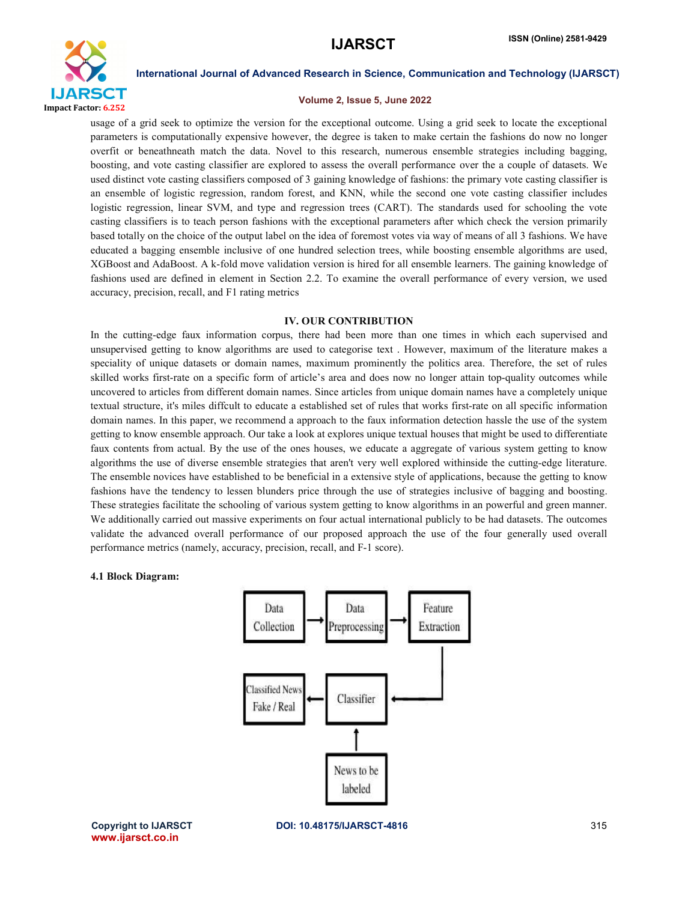usage of a grid seek to optimize the version for the exceptional outcome. Using a grid seek to locate the exceptional parameters is computationally expensive however, the degree is taken to make certain the fashions do now no longer overfit or beneathneath match the data. Novel to this research, numerous ensemble strategies including bagging, boosting, and vote casting classifier are explored to assess the overall performance over the a couple of datasets. We used distinct vote casting classifiers composed of 3 gaining knowledge of fashions: the primary vote casting classifier is an ensemble of logistic regression, random forest, and KNN, while the second one vote casting classifier includes logistic regression, linear SVM, and type and regression trees (CART). The standards used for schooling the vote casting classifiers is to teach person fashions with the exceptional parameters after which check the version primarily based totally on the choice of the output label on the idea of foremost votes via way of means of all 3 fashions. We have educated a bagging ensemble inclusive of one hundred selection trees, while boosting ensemble algorithms are used, XGBoost and AdaBoost. A k-fold move validation version is hired for all ensemble learners. The gaining knowledge of fashions used are defined in element in Section 2.2. To examine the overall performance of every version, we used accuracy, precision, recall, and F1 rating metrics

## IV. OUR CONTRIBUTION

In the cutting-edge faux information corpus, there had been more than one times in which each supervised and unsupervised getting to know algorithms are used to categorise text . However, maximum of the literature makes a speciality of unique datasets or domain names, maximum prominently the politics area. Therefore, the set of rules skilled works first-rate on a specific form of article's area and does now no longer attain top-quality outcomes while uncovered to articles from different domain names. Since articles from unique domain names have a completely unique textual structure, it's miles diffcult to educate a established set of rules that works first-rate on all specific information domain names. In this paper, we recommend a approach to the faux information detection hassle the use of the system getting to know ensemble approach. Our take a look at explores unique textual houses that might be used to differentiate faux contents from actual. By the use of the ones houses, we educate a aggregate of various system getting to know algorithms the use of diverse ensemble strategies that aren't very well explored withinside the cutting-edge literature. The ensemble novices have established to be beneficial in a extensive style of applications, because the getting to know fashions have the tendency to lessen blunders price through the use of strategies inclusive of bagging and boosting. These strategies facilitate the schooling of various system getting to know algorithms in an powerful and green manner. We additionally carried out massive experiments on four actual international publicly to be had datasets. The outcomes validate the advanced overall performance of our proposed approach the use of the four generally used overall performance metrics (namely, accuracy, precision, recall, and F-1 score).

### 4.1 Block Diagram:

Data Collection
Data Preprocessing
Feature Extraction
Classifier
Classified News Fake / Real
News to be labeled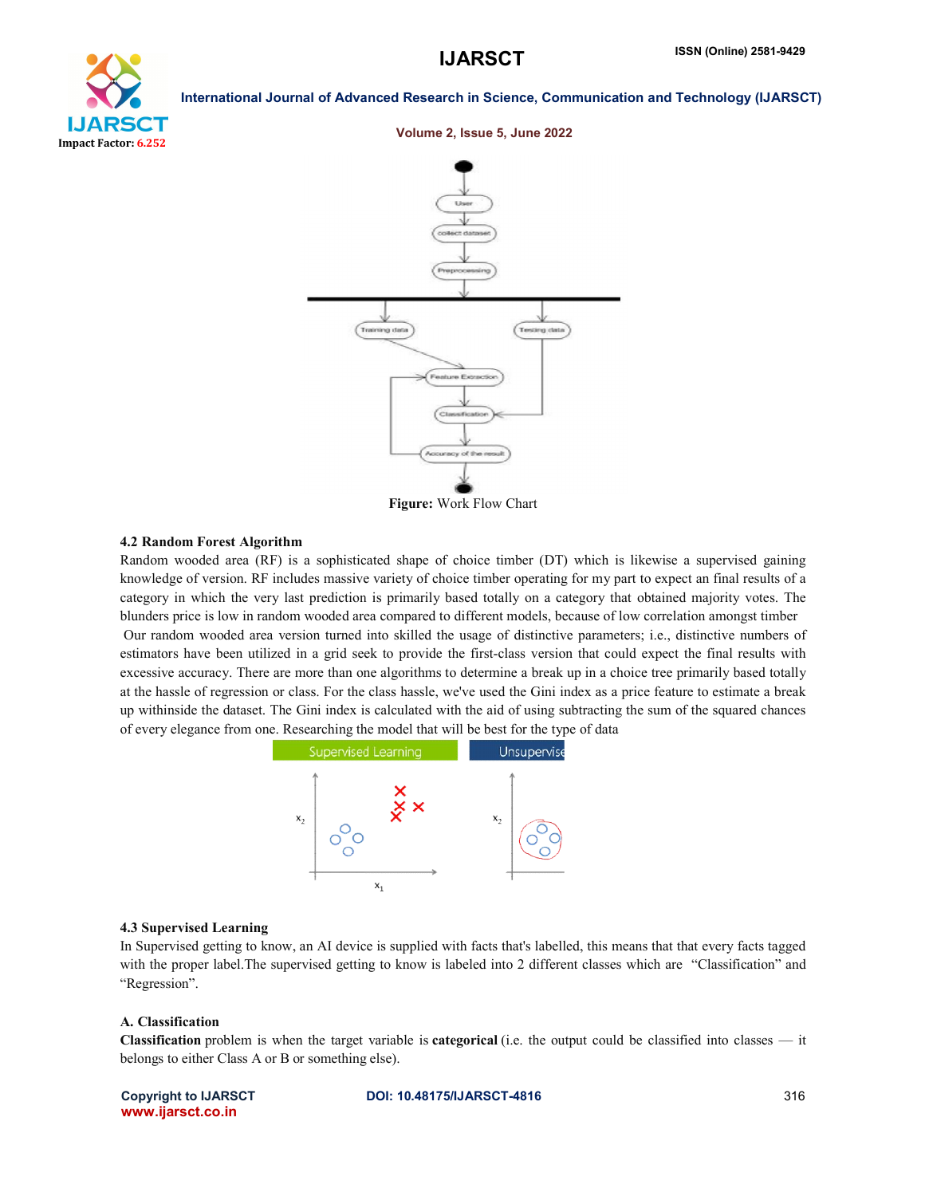User

collect dataset

Preprocessing

Training data

Testing data

Feature Extraction

Classification

Accuracy of the result

**Figure:** Work Flow Chart

### 4.2 Random Forest Algorithm

Random wooded area (RF) is a sophisticated shape of choice timber (DT) which is likewise a supervised gaining knowledge of version. RF includes massive variety of choice timber operating for my part to expect an final results of a category in which the very last prediction is primarily based totally on a category that obtained majority votes. The blunders price is low in random wooded area compared to different models, because of low correlation amongst timber

Our random wooded area version turned into skilled the usage of distinctive parameters; i.e., distinctive numbers of estimators have been utilized in a grid seek to provide the first-class version that could expect the final results with excessive accuracy. There are more than one algorithms to determine a break up in a choice tree primarily based totally at the hassle of regression or class. For the class hassle, we've used the Gini index as a price feature to estimate a break up withinside the dataset. The Gini index is calculated with the aid of using subtracting the sum of the squared chances of every elegance from one. Researching the model that will be best for the type of data

Supervised Learning

Unsupervise

$x_2$

$x_1$

$x_2$

### 4.3 Supervised Learning

In Supervised getting to know, an AI device is supplied with facts that's labelled, this means that that every facts tagged with the proper label.The supervised getting to know is labeled into 2 different classes which are "Classification" and "Regression".

#### A. Classification

**Classification** problem is when the target variable is **categorical** (i.e. the output could be classified into classes — it belongs to either Class A or B or something else).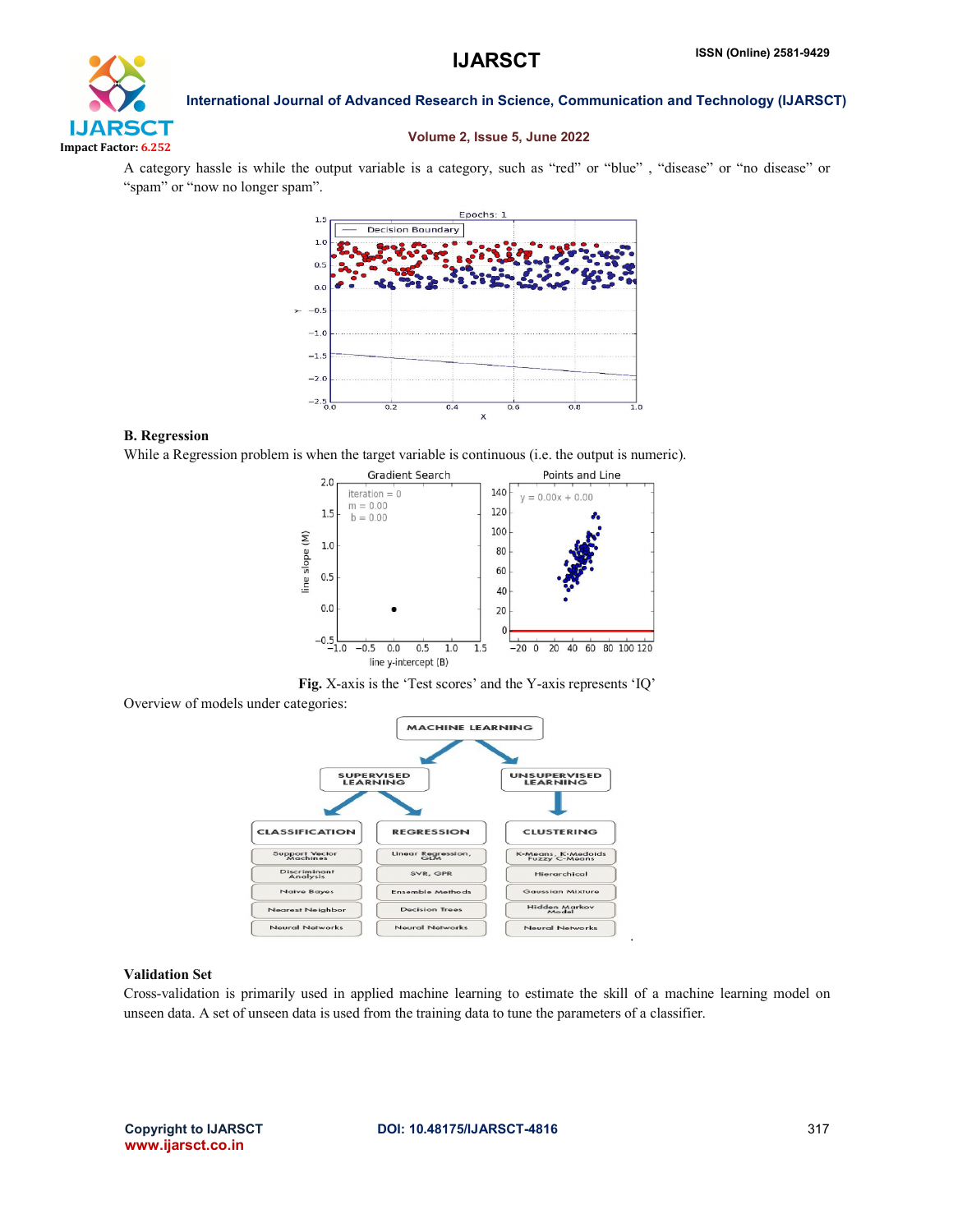A category hassle is while the output variable is a category, such as "red" or "blue" , "disease" or "no disease" or "spam" or "now no longer spam".

Epochs: 1

Decision Boundary

1.5
1.0
0.5
0.0
−0.5
−1.0
−1.5
−2.0
−2.5

Y

0.0
0.2
0.4
0.6
0.8
1.0

X

**B. Regression**

While a Regression problem is when the target variable is continuous (i.e. the output is numeric).

Gradient Search

iteration = 0
m = 0.00
b = 0.00

line slope (M)

2.0
1.5
1.0
0.5
0.0
−0.5

−1.0 −0.5 0.0 0.5 1.0 1.5

line y-intercept (B)

Points and Line

y = 0.00x + 0.00

140
120
100
80
60
40
20
0

−20 0 20 40 60 80 100 120

**Fig.** X-axis is the 'Test scores' and the Y-axis represents 'IQ'

Overview of models under categories:

MACHINE LEARNING

SUPERVISED LEARNING

UNSUPERVISED LEARNING

CLASSIFICATION

REGRESSION

CLUSTERING

Support Vector Machines

Discriminant Analysis

Naive Bayes

Nearest Neighbor

Neural Networks

Linear Regression, GLM

SVR, GPR

Ensemble Methods

Decision Trees

Neural Networks

K-Means, K-Medoids Fuzzy C-Means

Hierarchical

Gaussian Mixture

Hidden Markov Model

Neural Networks

**Validation Set**

Cross-validation is primarily used in applied machine learning to estimate the skill of a machine learning model on unseen data. A set of unseen data is used from the training data to tune the parameters of a classifier.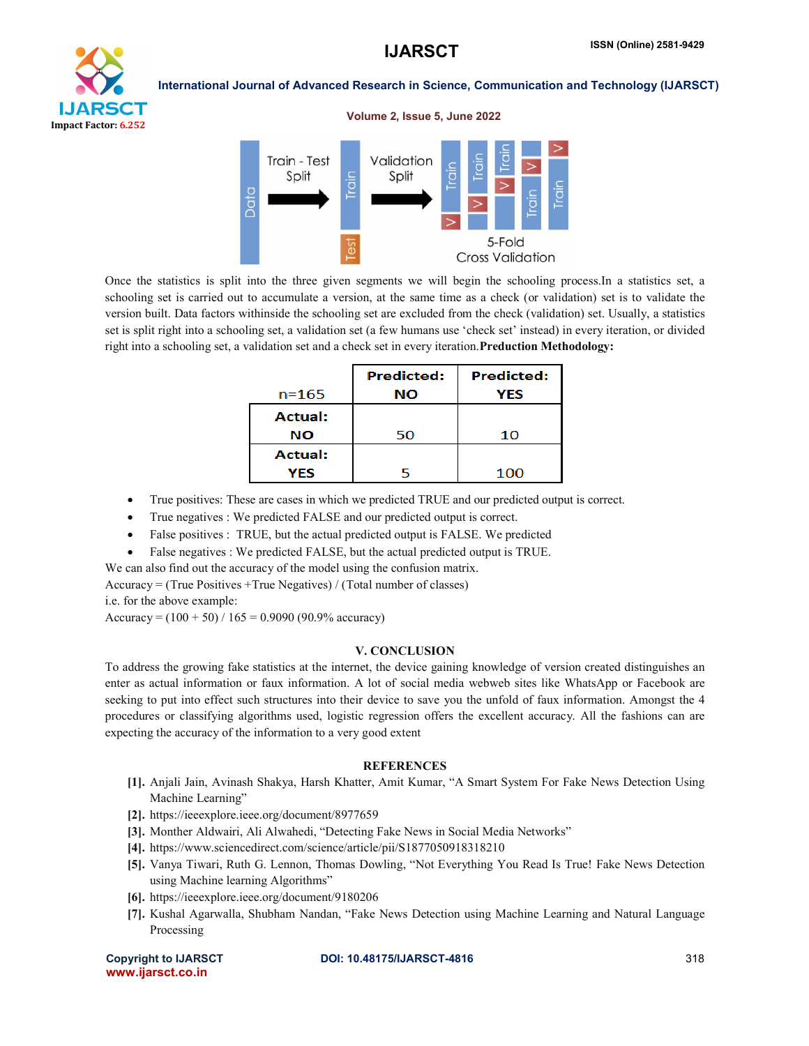Train - Test Split

Validation Split

Data

Train

Test

Train V

5-Fold Cross Validation

Once the statistics is split into the three given segments we will begin the schooling process.In a statistics set, a schooling set is carried out to accumulate a version, at the same time as a check (or validation) set is to validate the version built. Data factors withinside the schooling set are excluded from the check (validation) set. Usually, a statistics set is split right into a schooling set, a validation set (a few humans use 'check set' instead) in every iteration, or divided right into a schooling set, a validation set and a check set in every iteration.**Production Methodology:**

| n=165 | Predicted: NO | Predicted: YES |
|---|---|---|
| **Actual: NO** | 50 | 10 |
| **Actual: YES** | 5 | 100 |

- True positives: These are cases in which we predicted TRUE and our predicted output is correct.
- True negatives : We predicted FALSE and our predicted output is correct.
- False positives : TRUE, but the actual predicted output is FALSE. We predicted
- False negatives : We predicted FALSE, but the actual predicted output is TRUE.

We can also find out the accuracy of the model using the confusion matrix.

Accuracy = (True Positives +True Negatives) / (Total number of classes)

i.e. for the above example:

Accuracy = (100 + 50) / 165 = 0.9090 (90.9% accuracy)

## V. CONCLUSION

To address the growing fake statistics at the internet, the device gaining knowledge of version created distinguishes an enter as actual information or faux information. A lot of social media webweb sites like WhatsApp or Facebook are seeking to put into effect such structures into their device to save you the unfold of faux information. Amongst the 4 procedures or classifying algorithms used, logistic regression offers the excellent accuracy. All the fashions can are expecting the accuracy of the information to a very good extent

## REFERENCES

**[1].** Anjali Jain, Avinash Shakya, Harsh Khatter, Amit Kumar, "A Smart System For Fake News Detection Using Machine Learning"

**[2].** https://ieeexplore.ieee.org/document/8977659

**[3].** Monther Aldwairi, Ali Alwahedi, "Detecting Fake News in Social Media Networks"

**[4].** https://www.sciencedirect.com/science/article/pii/S1877050918318210

**[5].** Vanya Tiwari, Ruth G. Lennon, Thomas Dowling, "Not Everything You Read Is True! Fake News Detection using Machine learning Algorithms"

**[6].** https://ieeexplore.ieee.org/document/9180206

**[7].** Kushal Agarwalla, Shubham Nandan, "Fake News Detection using Machine Learning and Natural Language Processing